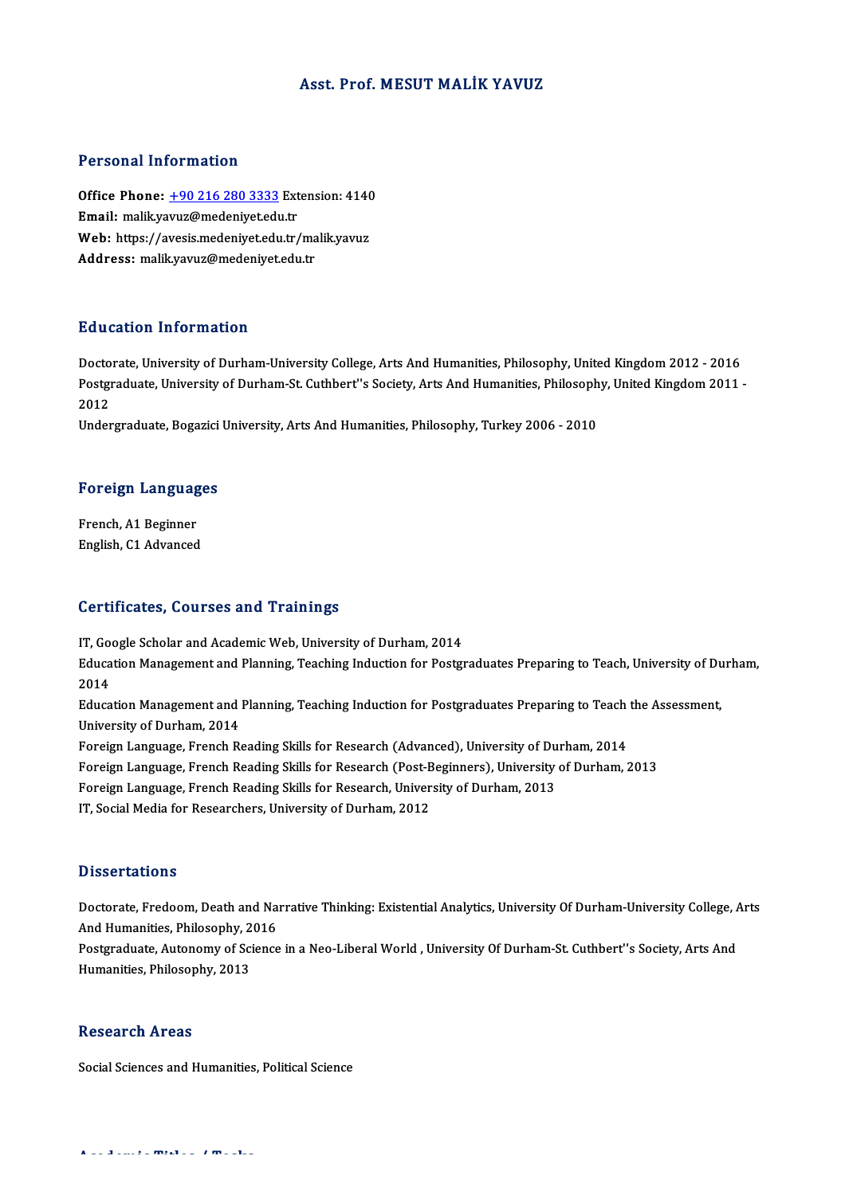# Asst. Prof. MESUT MALİK YAVUZ

## Personal Information

**Office Phone:** +90 216 280 3333 Extension: 4140
**Email:** malik.yavuz@medeniyet.edu.tr
**Web:** https://avesis.medeniyet.edu.tr/malik.yavuz
**Address:** malik.yavuz@medeniyet.edu.tr

## Education Information

Doctorate, University of Durham-University College, Arts And Humanities, Philosophy, United Kingdom 2012 - 2016
Postgraduate, University of Durham-St. Cuthbert''s Society, Arts And Humanities, Philosophy, United Kingdom 2011 - 2012
Undergraduate, Bogazici University, Arts And Humanities, Philosophy, Turkey 2006 - 2010

## Foreign Languages

French, A1 Beginner
English, C1 Advanced

## Certificates, Courses and Trainings

IT, Google Scholar and Academic Web, University of Durham, 2014
Education Management and Planning, Teaching Induction for Postgraduates Preparing to Teach, University of Durham, 2014
Education Management and Planning, Teaching Induction for Postgraduates Preparing to Teach the Assessment, University of Durham, 2014
Foreign Language, French Reading Skills for Research (Advanced), University of Durham, 2014
Foreign Language, French Reading Skills for Research (Post-Beginners), University of Durham, 2013
Foreign Language, French Reading Skills for Research, University of Durham, 2013
IT, Social Media for Researchers, University of Durham, 2012

## Dissertations

Doctorate, Fredoom, Death and Narrative Thinking: Existential Analytics, University Of Durham-University College, Arts And Humanities, Philosophy, 2016
Postgraduate, Autonomy of Science in a Neo-Liberal World , University Of Durham-St. Cuthbert''s Society, Arts And Humanities, Philosophy, 2013

## Research Areas

Social Sciences and Humanities, Political Science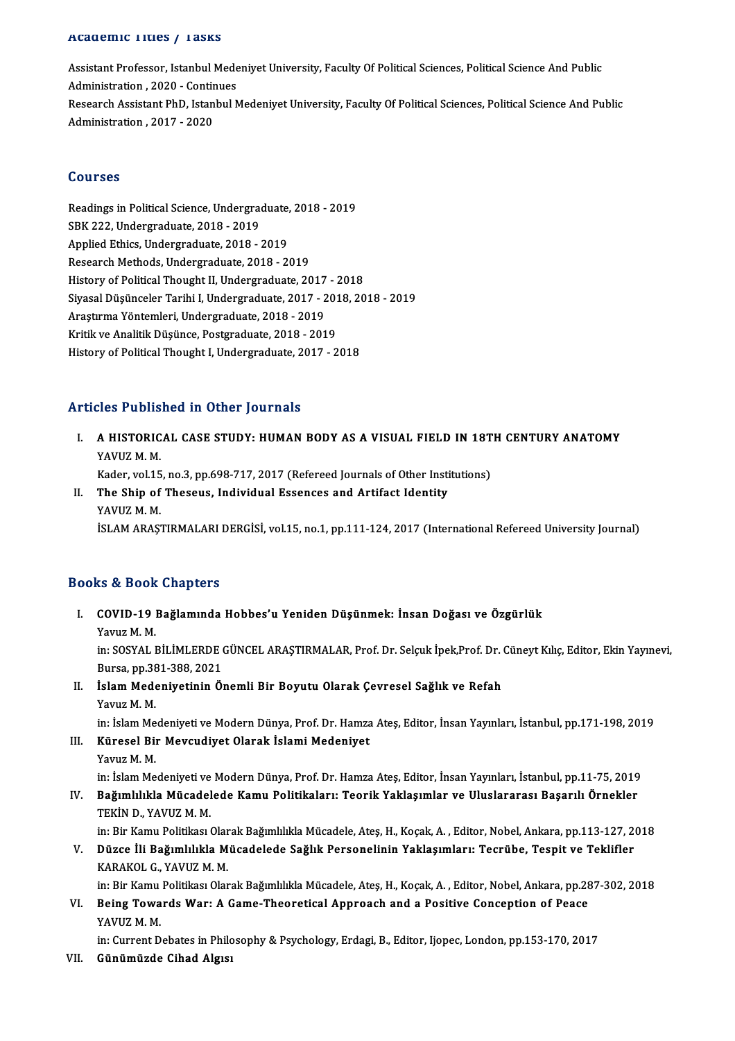## Academic Titles / Tasks

Assistant Professor, Istanbul Medeniyet University, Faculty Of Political Sciences, Political Science And Public Administration , 2020 - Continues

Research Assistant PhD, Istanbul Medeniyet University, Faculty Of Political Sciences, Political Science And Public Administration , 2017 - 2020

## Courses

Readings in Political Science, Undergraduate, 2018 - 2019
SBK 222, Undergraduate, 2018 - 2019
Applied Ethics, Undergraduate, 2018 - 2019
Research Methods, Undergraduate, 2018 - 2019
History of Political Thought II, Undergraduate, 2017 - 2018
Siyasal Düşünceler Tarihi I, Undergraduate, 2017 - 2018, 2018 - 2019
Araştırma Yöntemleri, Undergraduate, 2018 - 2019
Kritik ve Analitik Düşünce, Postgraduate, 2018 - 2019
History of Political Thought I, Undergraduate, 2017 - 2018

## Articles Published in Other Journals

I. **A HISTORICAL CASE STUDY: HUMAN BODY AS A VISUAL FIELD IN 18TH CENTURY ANATOMY**
YAVUZ M. M.
Kader, vol.15, no.3, pp.698-717, 2017 (Refereed Journals of Other Institutions)

II. **The Ship of Theseus, Individual Essences and Artifact Identity**
YAVUZ M. M.
İSLAM ARAŞTIRMALARI DERGİSİ, vol.15, no.1, pp.111-124, 2017 (International Refereed University Journal)

## Books & Book Chapters

I. **COVID-19 Bağlamında Hobbes'u Yeniden Düşünmek: İnsan Doğası ve Özgürlük**
Yavuz M. M.
in: SOSYAL BİLİMLERDE GÜNCEL ARAŞTIRMALAR, Prof. Dr. Selçuk İpek,Prof. Dr. Cüneyt Kılıç, Editor, Ekin Yayınevi, Bursa, pp.381-388, 2021

II. **İslam Medeniyetinin Önemli Bir Boyutu Olarak Çevresel Sağlık ve Refah**
Yavuz M. M.
in: İslam Medeniyeti ve Modern Dünya, Prof. Dr. Hamza Ateş, Editor, İnsan Yayınları, İstanbul, pp.171-198, 2019

III. **Küresel Bir Mevcudiyet Olarak İslami Medeniyet**
Yavuz M. M.
in: İslam Medeniyeti ve Modern Dünya, Prof. Dr. Hamza Ateş, Editor, İnsan Yayınları, İstanbul, pp.11-75, 2019

IV. **Bağımlılıkla Mücadelede Kamu Politikaları: Teorik Yaklaşımlar ve Uluslararası Başarılı Örnekler**
TEKİN D., YAVUZ M. M.
in: Bir Kamu Politikası Olarak Bağımlılıkla Mücadele, Ateş, H., Koçak, A. , Editor, Nobel, Ankara, pp.113-127, 2018

V. **Düzce İli Bağımlılıkla Mücadelede Sağlık Personelinin Yaklaşımları: Tecrübe, Tespit ve Teklifler**
KARAKOL G., YAVUZ M. M.
in: Bir Kamu Politikası Olarak Bağımlılıkla Mücadele, Ateş, H., Koçak, A. , Editor, Nobel, Ankara, pp.287-302, 2018

VI. **Being Towards War: A Game-Theoretical Approach and a Positive Conception of Peace**
YAVUZ M. M.
in: Current Debates in Philosophy & Psychology, Erdagi, B., Editor, Ijopec, London, pp.153-170, 2017

VII. **Günümüzde Cihad Algısı**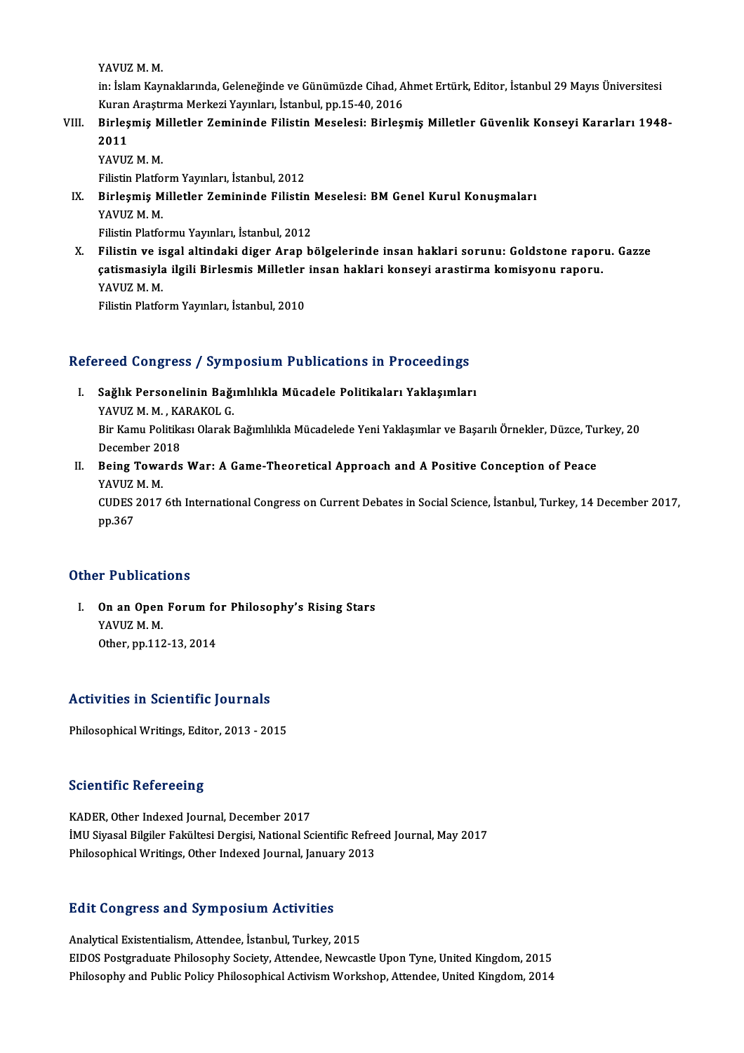YAVUZ M. M.

in: İslam Kaynaklarında, Geleneğinde ve Günümüzde Cihad, Ahmet Ertürk, Editor, İstanbul 29 Mayıs Üniversitesi Kuran Araştırma Merkezi Yayınları, İstanbul, pp.15-40, 2016

VIII. **Birleşmiş Milletler Zemininde Filistin Meselesi: Birleşmiş Milletler Güvenlik Konseyi Kararları 1948-2011**
YAVUZ M. M.
Filistin Platform Yayınları, İstanbul, 2012

IX. **Birleşmiş Milletler Zemininde Filistin Meselesi: BM Genel Kurul Konuşmaları**
YAVUZ M. M.
Filistin Platformu Yayınları, İstanbul, 2012

X. **Filistin ve isgal altindaki diger Arap bölgelerinde insan haklari sorunu: Goldstone raporu. Gazze çatismasiyla ilgili Birlesmis Milletler insan haklari konseyi arastirma komisyonu raporu.**
YAVUZ M. M.
Filistin Platform Yayınları, İstanbul, 2010

## Refereed Congress / Symposium Publications in Proceedings

I. **Sağlık Personelinin Bağımlılıkla Mücadele Politikaları Yaklaşımları**
YAVUZ M. M. , KARAKOL G.
Bir Kamu Politikası Olarak Bağımlılıkla Mücadelede Yeni Yaklaşımlar ve Başarılı Örnekler, Düzce, Turkey, 20 December 2018

II. **Being Towards War: A Game-Theoretical Approach and A Positive Conception of Peace**
YAVUZ M. M.
CUDES 2017 6th International Congress on Current Debates in Social Science, İstanbul, Turkey, 14 December 2017, pp.367

## Other Publications

I. **On an Open Forum for Philosophy's Rising Stars**
YAVUZ M. M.
Other, pp.112-13, 2014

## Activities in Scientific Journals

Philosophical Writings, Editor, 2013 - 2015

## Scientific Refereeing

KADER, Other Indexed Journal, December 2017
İMU Siyasal Bilgiler Fakültesi Dergisi, National Scientific Refreed Journal, May 2017
Philosophical Writings, Other Indexed Journal, January 2013

## Edit Congress and Symposium Activities

Analytical Existentialism, Attendee, İstanbul, Turkey, 2015
EIDOS Postgraduate Philosophy Society, Attendee, Newcastle Upon Tyne, United Kingdom, 2015
Philosophy and Public Policy Philosophical Activism Workshop, Attendee, United Kingdom, 2014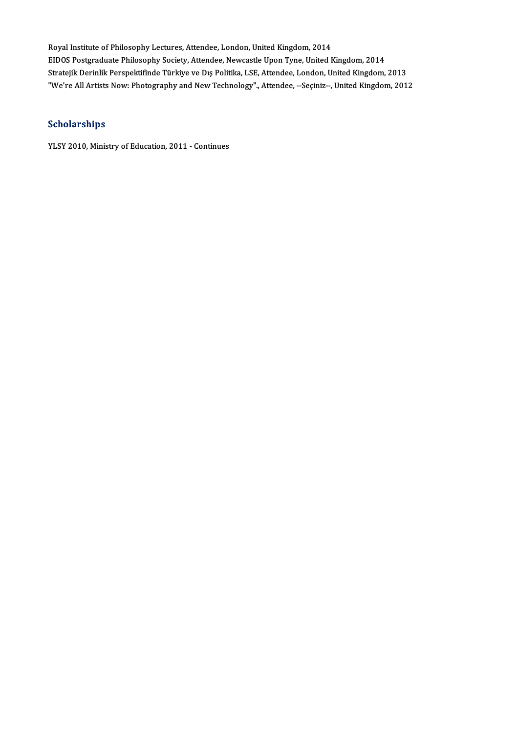Royal Institute of Philosophy Lectures, Attendee, London, United Kingdom, 2014
EIDOS Postgraduate Philosophy Society, Attendee, Newcastle Upon Tyne, United Kingdom, 2014
Stratejik Derinlik Perspektifinde Türkiye ve Dış Politika, LSE, Attendee, London, United Kingdom, 2013
"We're All Artists Now: Photography and New Technology"., Attendee, --Seçiniz--, United Kingdom, 2012

## Scholarships

YLSY 2010, Ministry of Education, 2011 - Continues